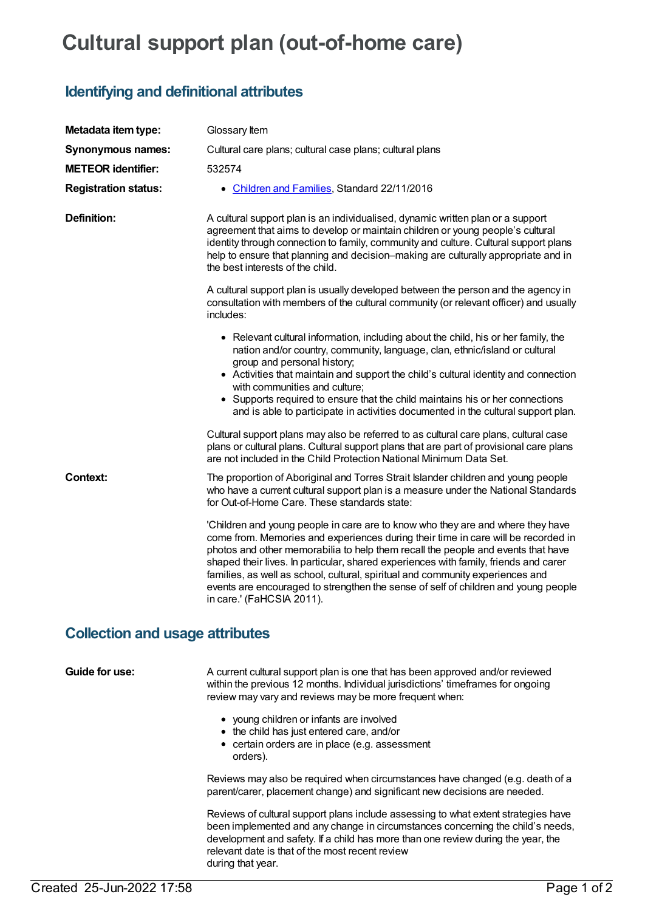# Cultural support plan (out-of-home care)

## Identifying and definitional attributes

| | |
|---|---|
| **Metadata item type:** | Glossary Item |
| **Synonymous names:** | Cultural care plans; cultural case plans; cultural plans |
| **METEOR identifier:** | 532574 |
| **Registration status:** | • Children and Families, Standard 22/11/2016 |

**Definition:**

A cultural support plan is an individualised, dynamic written plan or a support agreement that aims to develop or maintain children or young people's cultural identity through connection to family, community and culture. Cultural support plans help to ensure that planning and decision–making are culturally appropriate and in the best interests of the child.

A cultural support plan is usually developed between the person and the agency in consultation with members of the cultural community (or relevant officer) and usually includes:

- Relevant cultural information, including about the child, his or her family, the nation and/or country, community, language, clan, ethnic/island or cultural group and personal history;
- Activities that maintain and support the child's cultural identity and connection with communities and culture;
- Supports required to ensure that the child maintains his or her connections and is able to participate in activities documented in the cultural support plan.

Cultural support plans may also be referred to as cultural care plans, cultural case plans or cultural plans. Cultural support plans that are part of provisional care plans are not included in the Child Protection National Minimum Data Set.

**Context:**

The proportion of Aboriginal and Torres Strait Islander children and young people who have a current cultural support plan is a measure under the National Standards for Out-of-Home Care. These standards state:

'Children and young people in care are to know who they are and where they have come from. Memories and experiences during their time in care will be recorded in photos and other memorabilia to help them recall the people and events that have shaped their lives. In particular, shared experiences with family, friends and carer families, as well as school, cultural, spiritual and community experiences and events are encouraged to strengthen the sense of self of children and young people in care.' (FaHCSIA 2011).

## Collection and usage attributes

**Guide for use:**

A current cultural support plan is one that has been approved and/or reviewed within the previous 12 months. Individual jurisdictions' timeframes for ongoing review may vary and reviews may be more frequent when:

- young children or infants are involved
- the child has just entered care, and/or
- certain orders are in place (e.g. assessment orders).

Reviews may also be required when circumstances have changed (e.g. death of a parent/carer, placement change) and significant new decisions are needed.

Reviews of cultural support plans include assessing to what extent strategies have been implemented and any change in circumstances concerning the child's needs, development and safety. If a child has more than one review during the year, the relevant date is that of the most recent review during that year.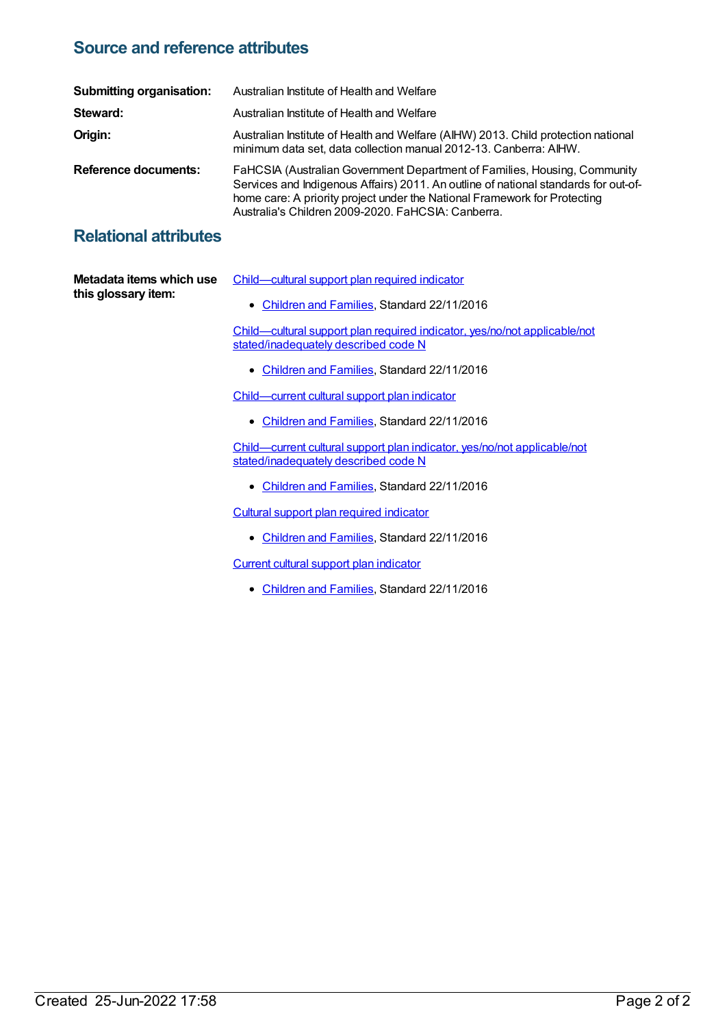## Source and reference attributes

**Submitting organisation:** Australian Institute of Health and Welfare

**Steward:** Australian Institute of Health and Welfare

**Origin:** Australian Institute of Health and Welfare (AIHW) 2013. Child protection national minimum data set, data collection manual 2012-13. Canberra: AIHW.

**Reference documents:** FaHCSIA (Australian Government Department of Families, Housing, Community Services and Indigenous Affairs) 2011. An outline of national standards for out-of-home care: A priority project under the National Framework for Protecting Australia's Children 2009-2020. FaHCSIA: Canberra.

## Relational attributes

**Metadata items which use this glossary item:**

Child—cultural support plan required indicator

- Children and Families, Standard 22/11/2016

Child—cultural support plan required indicator, yes/no/not applicable/not stated/inadequately described code N

- Children and Families, Standard 22/11/2016

Child—current cultural support plan indicator

- Children and Families, Standard 22/11/2016

Child—current cultural support plan indicator, yes/no/not applicable/not stated/inadequately described code N

- Children and Families, Standard 22/11/2016

Cultural support plan required indicator

- Children and Families, Standard 22/11/2016

Current cultural support plan indicator

- Children and Families, Standard 22/11/2016